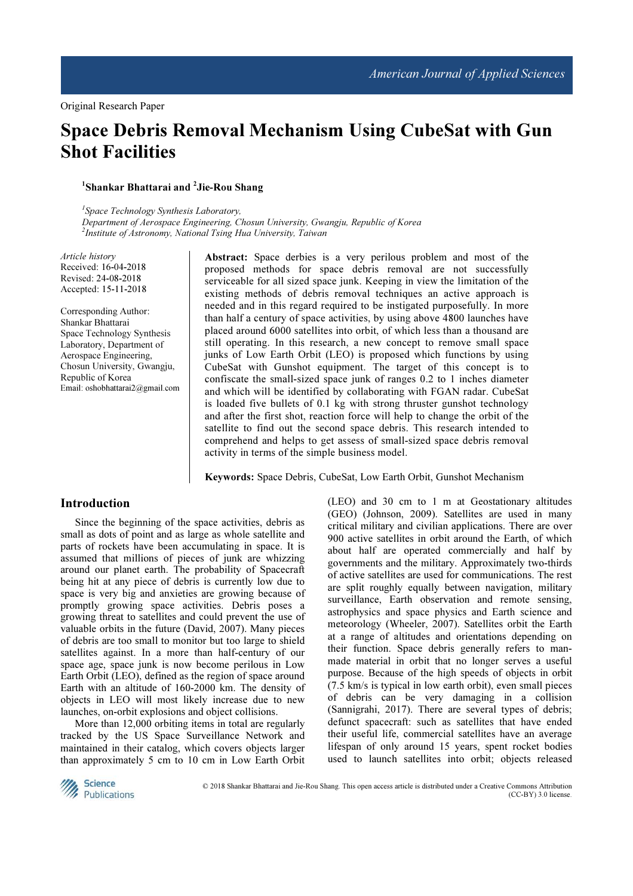Original Research Paper

# Space Debris Removal Mechanism Using CubeSat with Gun Shot Facilities

[1]Shankar Bhattarai and [2]Jie-Rou Shang

[1]*Space Technology Synthesis Laboratory,*
*Department of Aerospace Engineering, Chosun University, Gwangju, Republic of Korea*
[2]*Institute of Astronomy, National Tsing Hua University, Taiwan*

*Article history*
Received: 16-04-2018
Revised: 24-08-2018
Accepted: 15-11-2018

Corresponding Author:
Shankar Bhattarai
Space Technology Synthesis Laboratory, Department of Aerospace Engineering, Chosun University, Gwangju, Republic of Korea
Email: oshobhattarai2@gmail.com

**Abstract:** Space derbies is a very perilous problem and most of the proposed methods for space debris removal are not successfully serviceable for all sized space junk. Keeping in view the limitation of the existing methods of debris removal techniques an active approach is needed and in this regard required to be instigated purposefully. In more than half a century of space activities, by using above 4800 launches have placed around 6000 satellites into orbit, of which less than a thousand are still operating. In this research, a new concept to remove small space junks of Low Earth Orbit (LEO) is proposed which functions by using CubeSat with Gunshot equipment. The target of this concept is to confiscate the small-sized space junk of ranges 0.2 to 1 inches diameter and which will be identified by collaborating with FGAN radar. CubeSat is loaded five bullets of 0.1 kg with strong thruster gunshot technology and after the first shot, reaction force will help to change the orbit of the satellite to find out the second space debris. This research intended to comprehend and helps to get assess of small-sized space debris removal activity in terms of the simple business model.

**Keywords:** Space Debris, CubeSat, Low Earth Orbit, Gunshot Mechanism

## Introduction

Since the beginning of the space activities, debris as small as dots of point and as large as whole satellite and parts of rockets have been accumulating in space. It is assumed that millions of pieces of junk are whizzing around our planet earth. The probability of Spacecraft being hit at any piece of debris is currently low due to space is very big and anxieties are growing because of promptly growing space activities. Debris poses a growing threat to satellites and could prevent the use of valuable orbits in the future (David, 2007). Many pieces of debris are too small to monitor but too large to shield satellites against. In a more than half-century of our space age, space junk is now become perilous in Low Earth Orbit (LEO), defined as the region of space around Earth with an altitude of 160-2000 km. The density of objects in LEO will most likely increase due to new launches, on-orbit explosions and object collisions.

More than 12,000 orbiting items in total are regularly tracked by the US Space Surveillance Network and maintained in their catalog, which covers objects larger than approximately 5 cm to 10 cm in Low Earth Orbit (LEO) and 30 cm to 1 m at Geostationary altitudes (GEO) (Johnson, 2009). Satellites are used in many critical military and civilian applications. There are over 900 active satellites in orbit around the Earth, of which about half are operated commercially and half by governments and the military. Approximately two-thirds of active satellites are used for communications. The rest are split roughly equally between navigation, military surveillance, Earth observation and remote sensing, astrophysics and space physics and Earth science and meteorology (Wheeler, 2007). Satellites orbit the Earth at a range of altitudes and orientations depending on their function. Space debris generally refers to man-made material in orbit that no longer serves a useful purpose. Because of the high speeds of objects in orbit (7.5 km/s is typical in low earth orbit), even small pieces of debris can be very damaging in a collision (Sannigrahi, 2017). There are several types of debris; defunct spacecraft: such as satellites that have ended their useful life, commercial satellites have an average lifespan of only around 15 years, spent rocket bodies used to launch satellites into orbit; objects released

© 2018 Shankar Bhattarai and Jie-Rou Shang. This open access article is distributed under a Creative Commons Attribution (CC-BY) 3.0 license.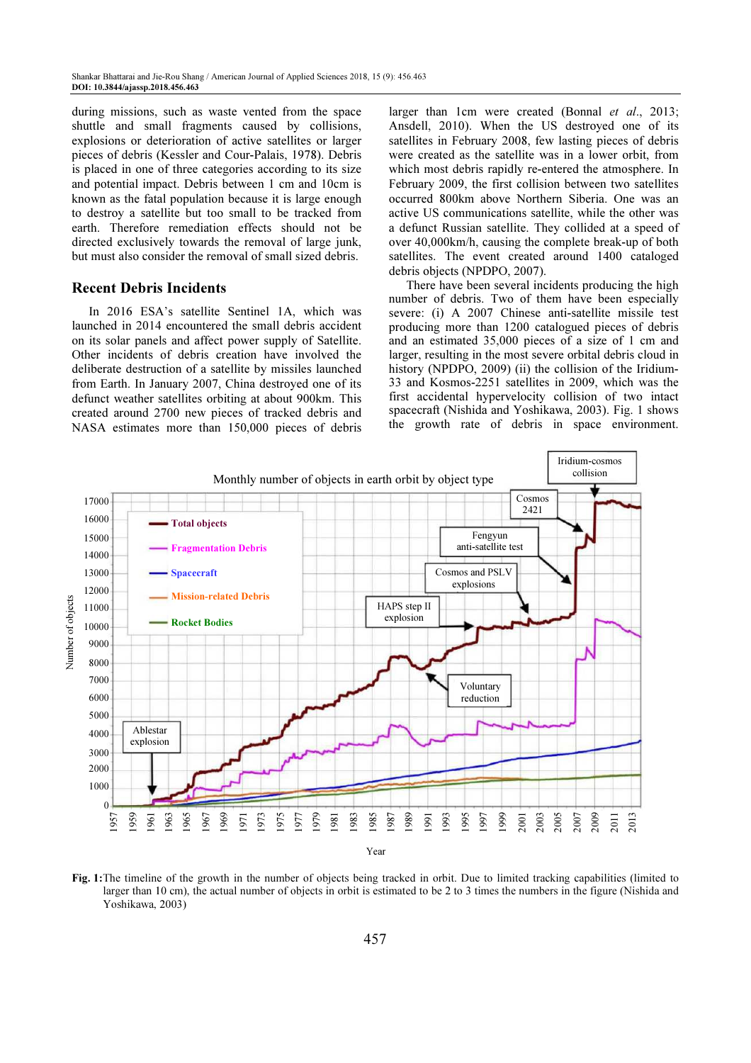during missions, such as waste vented from the space shuttle and small fragments caused by collisions, explosions or deterioration of active satellites or larger pieces of debris (Kessler and Cour-Palais, 1978). Debris is placed in one of three categories according to its size and potential impact. Debris between 1 cm and 10cm is known as the fatal population because it is large enough to destroy a satellite but too small to be tracked from earth. Therefore remediation effects should not be directed exclusively towards the removal of large junk, but must also consider the removal of small sized debris.

## Recent Debris Incidents

In 2016 ESA's satellite Sentinel 1A, which was launched in 2014 encountered the small debris accident on its solar panels and affect power supply of Satellite. Other incidents of debris creation have involved the deliberate destruction of a satellite by missiles launched from Earth. In January 2007, China destroyed one of its defunct weather satellites orbiting at about 900km. This created around 2700 new pieces of tracked debris and NASA estimates more than 150,000 pieces of debris larger than 1cm were created (Bonnal *et al*., 2013; Ansdell, 2010). When the US destroyed one of its satellites in February 2008, few lasting pieces of debris were created as the satellite was in a lower orbit, from which most debris rapidly re-entered the atmosphere. In February 2009, the first collision between two satellites occurred 800km above Northern Siberia. One was an active US communications satellite, while the other was a defunct Russian satellite. They collided at a speed of over 40,000km/h, causing the complete break-up of both satellites. The event created around 1400 cataloged debris objects (NPDPO, 2007).

There have been several incidents producing the high number of debris. Two of them have been especially severe: (i) A 2007 Chinese anti-satellite missile test producing more than 1200 catalogued pieces of debris and an estimated 35,000 pieces of a size of 1 cm and larger, resulting in the most severe orbital debris cloud in history (NPDPO, 2009) (ii) the collision of the Iridium-33 and Kosmos-2251 satellites in 2009, which was the first accidental hypervelocity collision of two intact spacecraft (Nishida and Yoshikawa, 2003). Fig. 1 shows the growth rate of debris in space environment.

**Fig. 1:** The timeline of the growth in the number of objects being tracked in orbit. Due to limited tracking capabilities (limited to larger than 10 cm), the actual number of objects in orbit is estimated to be 2 to 3 times the numbers in the figure (Nishida and Yoshikawa, 2003)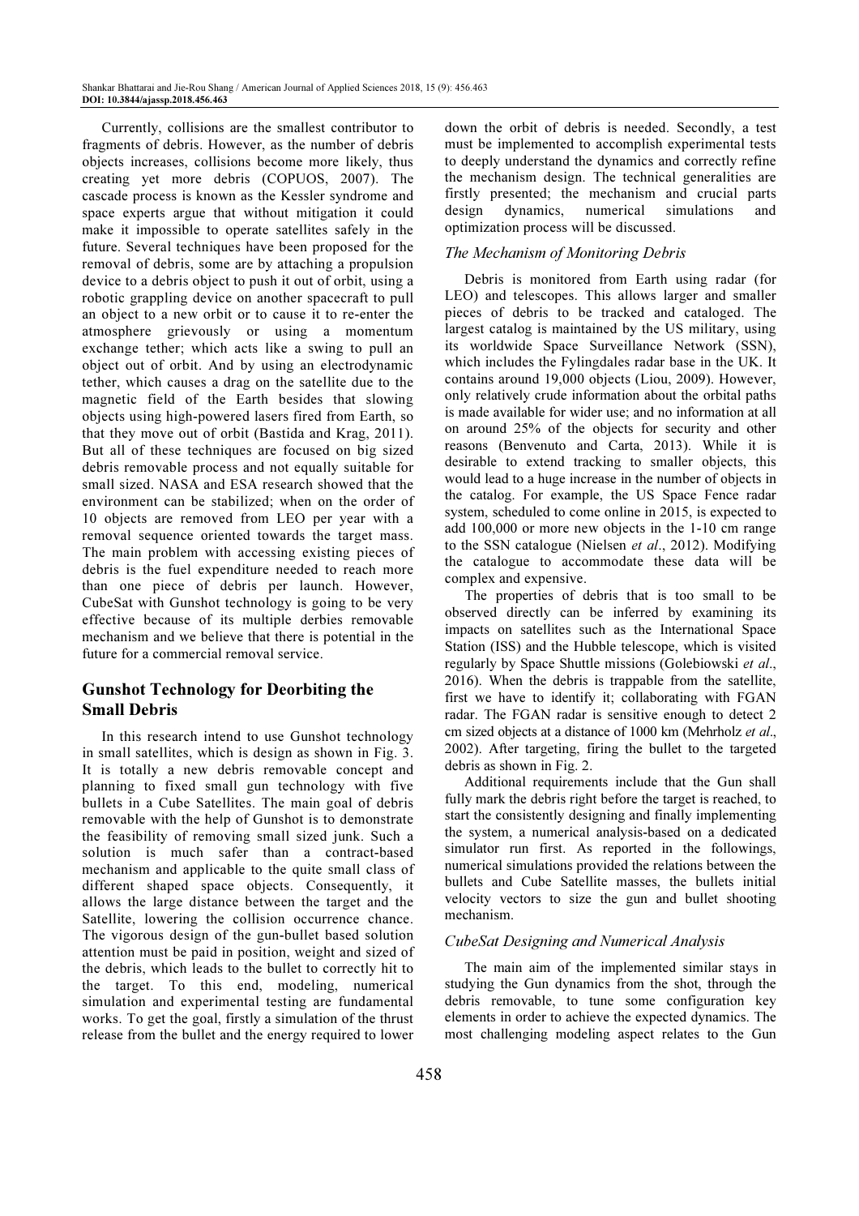Currently, collisions are the smallest contributor to fragments of debris. However, as the number of debris objects increases, collisions become more likely, thus creating yet more debris (COPUOS, 2007). The cascade process is known as the Kessler syndrome and space experts argue that without mitigation it could make it impossible to operate satellites safely in the future. Several techniques have been proposed for the removal of debris, some are by attaching a propulsion device to a debris object to push it out of orbit, using a robotic grappling device on another spacecraft to pull an object to a new orbit or to cause it to re-enter the atmosphere grievously or using a momentum exchange tether; which acts like a swing to pull an object out of orbit. And by using an electrodynamic tether, which causes a drag on the satellite due to the magnetic field of the Earth besides that slowing objects using high-powered lasers fired from Earth, so that they move out of orbit (Bastida and Krag, 2011). But all of these techniques are focused on big sized debris removable process and not equally suitable for small sized. NASA and ESA research showed that the environment can be stabilized; when on the order of 10 objects are removed from LEO per year with a removal sequence oriented towards the target mass. The main problem with accessing existing pieces of debris is the fuel expenditure needed to reach more than one piece of debris per launch. However, CubeSat with Gunshot technology is going to be very effective because of its multiple derbies removable mechanism and we believe that there is potential in the future for a commercial removal service.

## Gunshot Technology for Deorbiting the Small Debris

In this research intend to use Gunshot technology in small satellites, which is design as shown in Fig. 3. It is totally a new debris removable concept and planning to fixed small gun technology with five bullets in a Cube Satellites. The main goal of debris removable with the help of Gunshot is to demonstrate the feasibility of removing small sized junk. Such a solution is much safer than a contract-based mechanism and applicable to the quite small class of different shaped space objects. Consequently, it allows the large distance between the target and the Satellite, lowering the collision occurrence chance. The vigorous design of the gun-bullet based solution attention must be paid in position, weight and sized of the debris, which leads to the bullet to correctly hit to the target. To this end, modeling, numerical simulation and experimental testing are fundamental works. To get the goal, firstly a simulation of the thrust release from the bullet and the energy required to lower down the orbit of debris is needed. Secondly, a test must be implemented to accomplish experimental tests to deeply understand the dynamics and correctly refine the mechanism design. The technical generalities are firstly presented; the mechanism and crucial parts design dynamics, numerical simulations and optimization process will be discussed.

### *The Mechanism of Monitoring Debris*

Debris is monitored from Earth using radar (for LEO) and telescopes. This allows larger and smaller pieces of debris to be tracked and cataloged. The largest catalog is maintained by the US military, using its worldwide Space Surveillance Network (SSN), which includes the Fylingdales radar base in the UK. It contains around 19,000 objects (Liou, 2009). However, only relatively crude information about the orbital paths is made available for wider use; and no information at all on around 25% of the objects for security and other reasons (Benvenuto and Carta, 2013). While it is desirable to extend tracking to smaller objects, this would lead to a huge increase in the number of objects in the catalog. For example, the US Space Fence radar system, scheduled to come online in 2015, is expected to add 100,000 or more new objects in the 1-10 cm range to the SSN catalogue (Nielsen *et al*., 2012). Modifying the catalogue to accommodate these data will be complex and expensive.

The properties of debris that is too small to be observed directly can be inferred by examining its impacts on satellites such as the International Space Station (ISS) and the Hubble telescope, which is visited regularly by Space Shuttle missions (Golebiowski *et al*., 2016). When the debris is trappable from the satellite, first we have to identify it; collaborating with FGAN radar. The FGAN radar is sensitive enough to detect 2 cm sized objects at a distance of 1000 km (Mehrholz *et al*., 2002). After targeting, firing the bullet to the targeted debris as shown in Fig. 2.

Additional requirements include that the Gun shall fully mark the debris right before the target is reached, to start the consistently designing and finally implementing the system, a numerical analysis-based on a dedicated simulator run first. As reported in the followings, numerical simulations provided the relations between the bullets and Cube Satellite masses, the bullets initial velocity vectors to size the gun and bullet shooting mechanism.

### *CubeSat Designing and Numerical Analysis*

The main aim of the implemented similar stays in studying the Gun dynamics from the shot, through the debris removable, to tune some configuration key elements in order to achieve the expected dynamics. The most challenging modeling aspect relates to the Gun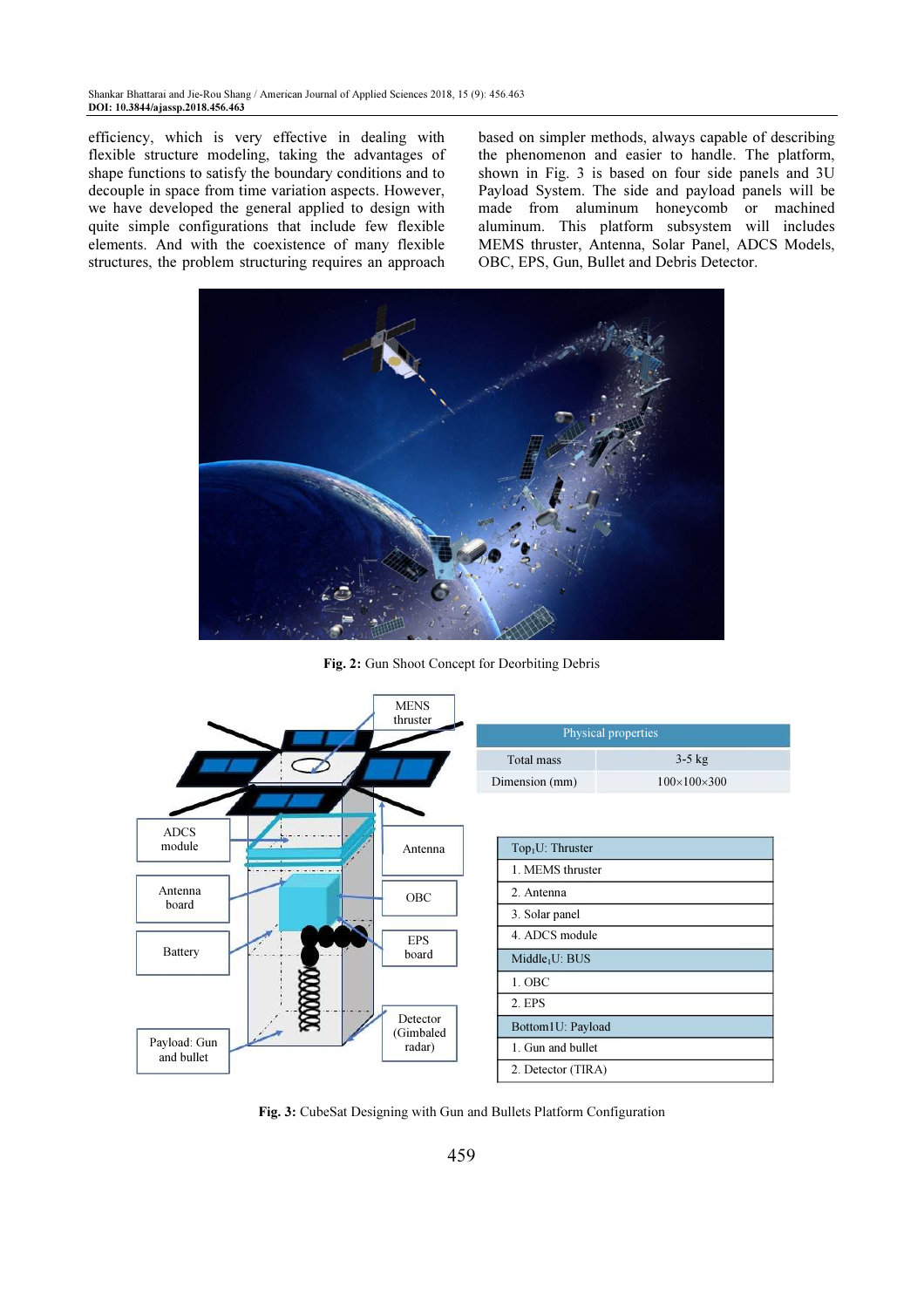efficiency, which is very effective in dealing with flexible structure modeling, taking the advantages of shape functions to satisfy the boundary conditions and to decouple in space from time variation aspects. However, we have developed the general applied to design with quite simple configurations that include few flexible elements. And with the coexistence of many flexible structures, the problem structuring requires an approach based on simpler methods, always capable of describing the phenomenon and easier to handle. The platform, shown in Fig. 3 is based on four side panels and 3U Payload System. The side and payload panels will be made from aluminum honeycomb or machined aluminum. This platform subsystem will includes MEMS thruster, Antenna, Solar Panel, ADCS Models, OBC, EPS, Gun, Bullet and Debris Detector.

**Fig. 2:** Gun Shoot Concept for Deorbiting Debris

| Physical properties | |
|---|---|
| Total mass | 3-5 kg |
| Dimension (mm) | 100×100×300 |

| $Top_1U$: Thruster |
|---|
| 1. MEMS thruster |
| 2. Antenna |
| 3. Solar panel |
| 4. ADCS module |
| $Middle_1U$: BUS |
| 1. OBC |
| 2. EPS |
| Bottom1U: Payload |
| 1. Gun and bullet |
| 2. Detector (TIRA) |

**Fig. 3:** CubeSat Designing with Gun and Bullets Platform Configuration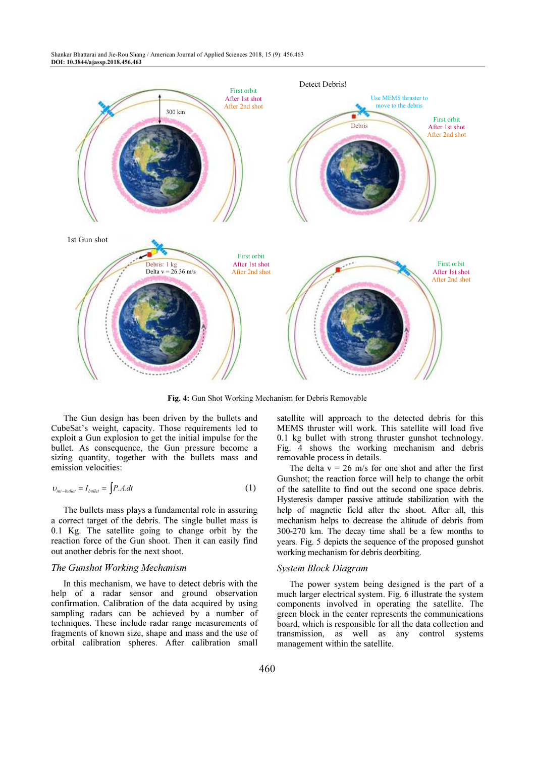Fig. 4: Gun Shot Working Mechanism for Debris Removable

The Gun design has been driven by the bullets and CubeSat's weight, capacity. Those requirements led to exploit a Gun explosion to get the initial impulse for the bullet. As consequence, the Gun pressure become a sizing quantity, together with the bullets mass and emission velocities:

$$\upsilon_{mi-bullet} = I_{bullet} = \int P.A.dt \quad (1)$$

The bullets mass plays a fundamental role in assuring a correct target of the debris. The single bullet mass is 0.1 Kg. The satellite going to change orbit by the reaction force of the Gun shoot. Then it can easily find out another debris for the next shoot.

### *The Gunshot Working Mechanism*

In this mechanism, we have to detect debris with the help of a radar sensor and ground observation confirmation. Calibration of the data acquired by using sampling radars can be achieved by a number of techniques. These include radar range measurements of fragments of known size, shape and mass and the use of orbital calibration spheres. After calibration small satellite will approach to the detected debris for this MEMS thruster will work. This satellite will load five 0.1 kg bullet with strong thruster gunshot technology. Fig. 4 shows the working mechanism and debris removable process in details.

The delta v = 26 m/s for one shot and after the first Gunshot; the reaction force will help to change the orbit of the satellite to find out the second one space debris. Hysteresis damper passive attitude stabilization with the help of magnetic field after the shoot. After all, this mechanism helps to decrease the altitude of debris from 300-270 km. The decay time shall be a few months to years. Fig. 5 depicts the sequence of the proposed gunshot working mechanism for debris deorbiting.

### *System Block Diagram*

The power system being designed is the part of a much larger electrical system. Fig. 6 illustrate the system components involved in operating the satellite. The green block in the center represents the communications board, which is responsible for all the data collection and transmission, as well as any control systems management within the satellite.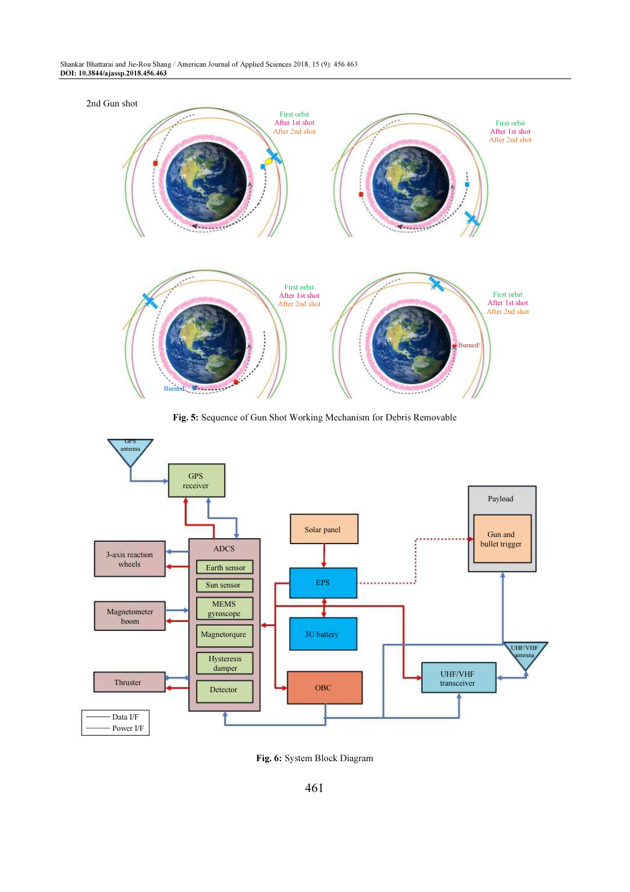Fig. 5: Sequence of Gun Shot Working Mechanism for Debris Removable

Fig. 6: System Block Diagram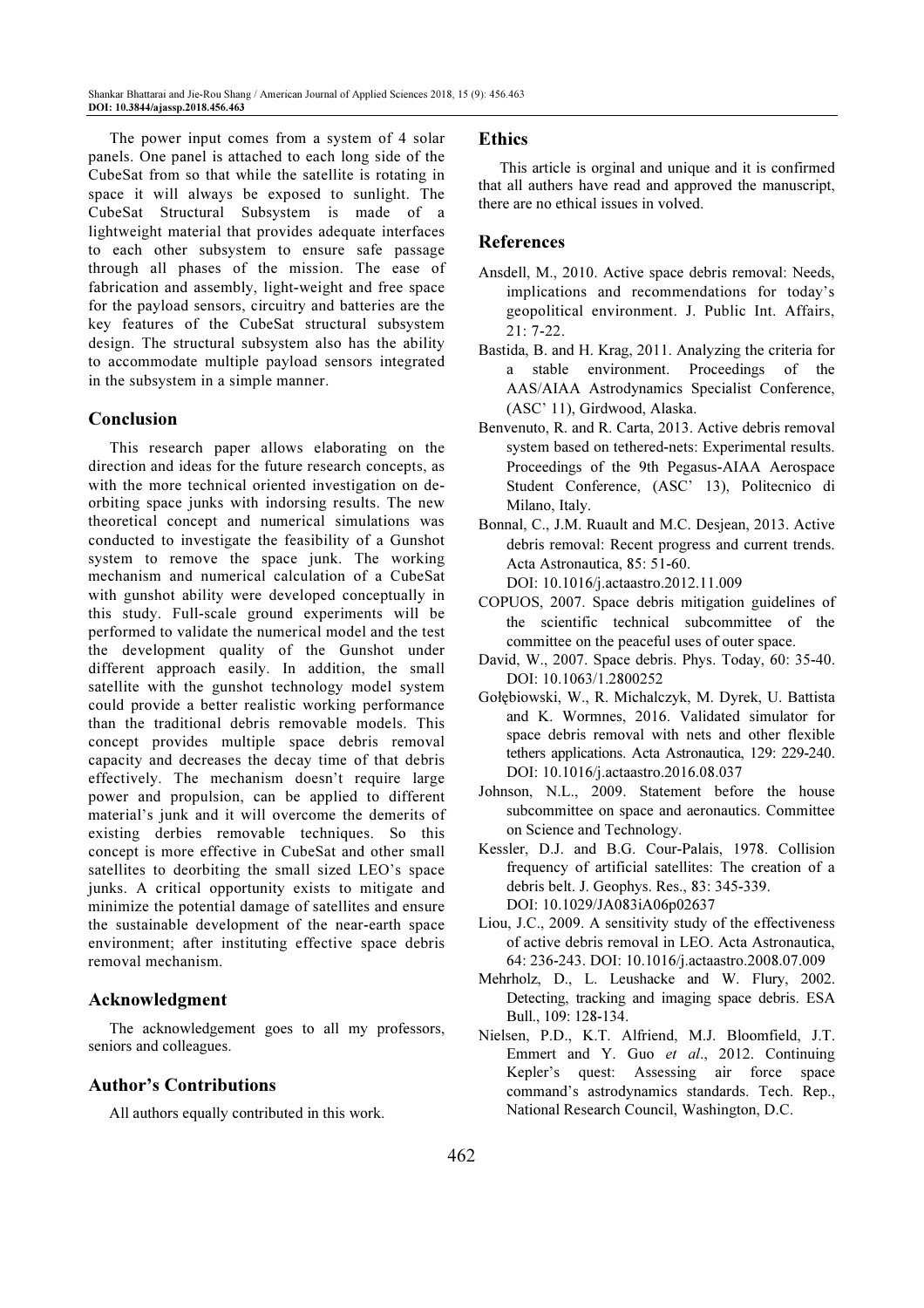The power input comes from a system of 4 solar panels. One panel is attached to each long side of the CubeSat from so that while the satellite is rotating in space it will always be exposed to sunlight. The CubeSat Structural Subsystem is made of a lightweight material that provides adequate interfaces to each other subsystem to ensure safe passage through all phases of the mission. The ease of fabrication and assembly, light-weight and free space for the payload sensors, circuitry and batteries are the key features of the CubeSat structural subsystem design. The structural subsystem also has the ability to accommodate multiple payload sensors integrated in the subsystem in a simple manner.

## Conclusion

This research paper allows elaborating on the direction and ideas for the future research concepts, as with the more technical oriented investigation on de-orbiting space junks with indorsing results. The new theoretical concept and numerical simulations was conducted to investigate the feasibility of a Gunshot system to remove the space junk. The working mechanism and numerical calculation of a CubeSat with gunshot ability were developed conceptually in this study. Full-scale ground experiments will be performed to validate the numerical model and the test the development quality of the Gunshot under different approach easily. In addition, the small satellite with the gunshot technology model system could provide a better realistic working performance than the traditional debris removable models. This concept provides multiple space debris removal capacity and decreases the decay time of that debris effectively. The mechanism doesn't require large power and propulsion, can be applied to different material's junk and it will overcome the demerits of existing derbies removable techniques. So this concept is more effective in CubeSat and other small satellites to deorbiting the small sized LEO's space junks. A critical opportunity exists to mitigate and minimize the potential damage of satellites and ensure the sustainable development of the near-earth space environment; after instituting effective space debris removal mechanism.

## Acknowledgment

The acknowledgement goes to all my professors, seniors and colleagues.

## Author's Contributions

All authors equally contributed in this work.

## Ethics

This article is orginal and unique and it is confirmed that all authers have read and approved the manuscript, there are no ethical issues in volved.

## References

Ansdell, M., 2010. Active space debris removal: Needs, implications and recommendations for today's geopolitical environment. J. Public Int. Affairs, 21: 7-22.

Bastida, B. and H. Krag, 2011. Analyzing the criteria for a stable environment. Proceedings of the AAS/AIAA Astrodynamics Specialist Conference, (ASC' 11), Girdwood, Alaska.

Benvenuto, R. and R. Carta, 2013. Active debris removal system based on tethered-nets: Experimental results. Proceedings of the 9th Pegasus-AIAA Aerospace Student Conference, (ASC' 13), Politecnico di Milano, Italy.

Bonnal, C., J.M. Ruault and M.C. Desjean, 2013. Active debris removal: Recent progress and current trends. Acta Astronautica, 85: 51-60. DOI: 10.1016/j.actaastro.2012.11.009

COPUOS, 2007. Space debris mitigation guidelines of the scientific technical subcommittee of the committee on the peaceful uses of outer space.

David, W., 2007. Space debris. Phys. Today, 60: 35-40. DOI: 10.1063/1.2800252

Gołębiowski, W., R. Michalczyk, M. Dyrek, U. Battista and K. Wormnes, 2016. Validated simulator for space debris removal with nets and other flexible tethers applications. Acta Astronautica, 129: 229-240. DOI: 10.1016/j.actaastro.2016.08.037

Johnson, N.L., 2009. Statement before the house subcommittee on space and aeronautics. Committee on Science and Technology.

Kessler, D.J. and B.G. Cour-Palais, 1978. Collision frequency of artificial satellites: The creation of a debris belt. J. Geophys. Res., 83: 345-339. DOI: 10.1029/JA083iA06p02637

Liou, J.C., 2009. A sensitivity study of the effectiveness of active debris removal in LEO. Acta Astronautica, 64: 236-243. DOI: 10.1016/j.actaastro.2008.07.009

Mehrholz, D., L. Leushacke and W. Flury, 2002. Detecting, tracking and imaging space debris. ESA Bull., 109: 128-134.

Nielsen, P.D., K.T. Alfriend, M.J. Bloomfield, J.T. Emmert and Y. Guo *et al*., 2012. Continuing Kepler's quest: Assessing air force space command's astrodynamics standards. Tech. Rep., National Research Council, Washington, D.C.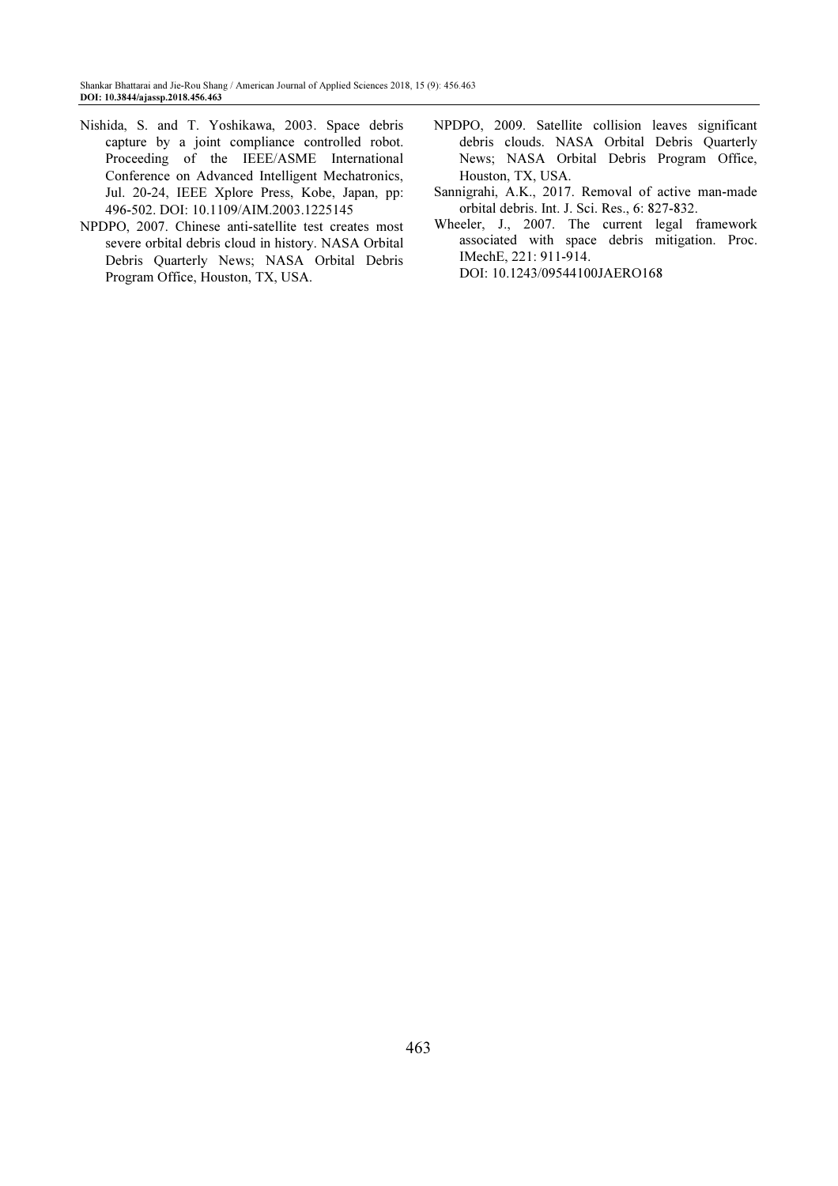Nishida, S. and T. Yoshikawa, 2003. Space debris capture by a joint compliance controlled robot. Proceeding of the IEEE/ASME International Conference on Advanced Intelligent Mechatronics, Jul. 20-24, IEEE Xplore Press, Kobe, Japan, pp: 496-502. DOI: 10.1109/AIM.2003.1225145

NPDPO, 2007. Chinese anti-satellite test creates most severe orbital debris cloud in history. NASA Orbital Debris Quarterly News; NASA Orbital Debris Program Office, Houston, TX, USA.

NPDPO, 2009. Satellite collision leaves significant debris clouds. NASA Orbital Debris Quarterly News; NASA Orbital Debris Program Office, Houston, TX, USA.

Sannigrahi, A.K., 2017. Removal of active man-made orbital debris. Int. J. Sci. Res., 6: 827-832.

Wheeler, J., 2007. The current legal framework associated with space debris mitigation. Proc. IMechE, 221: 911-914. DOI: 10.1243/09544100JAERO168